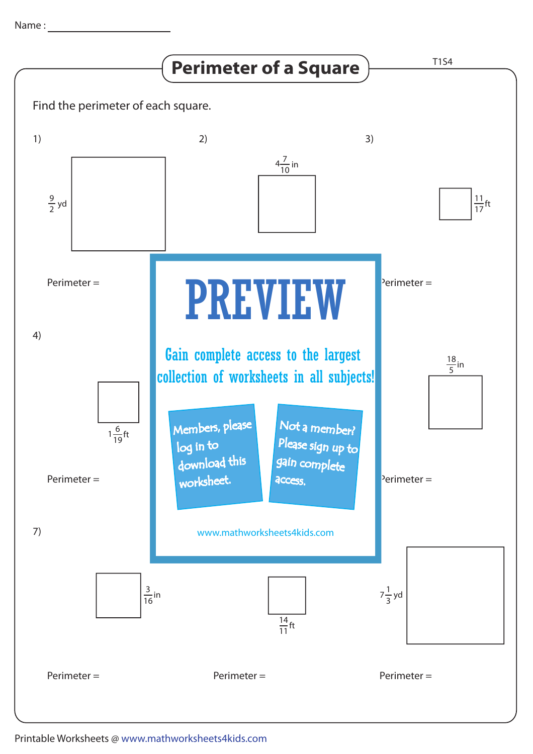Name : ____________________

# Perimeter of a Square

T1S4

Find the perimeter of each square.

1) $\frac{9}{2}$ yd

Perimeter =

2) $4\frac{7}{10}$ in

3) $\frac{11}{17}$ ft

Perimeter =

4) $1\frac{6}{19}$ ft

Perimeter =

$\frac{18}{5}$ in

Perimeter =

**PREVIEW**

Gain complete access to the largest collection of worksheets in all subjects!

Members, please log in to download this worksheet.

Not a member? Please sign up to gain complete access.

www.mathworksheets4kids.com

7) $\frac{3}{16}$ in

Perimeter =

$\frac{14}{11}$ ft

Perimeter =

$7\frac{1}{3}$ yd

Perimeter =

Printable Worksheets @ www.mathworksheets4kids.com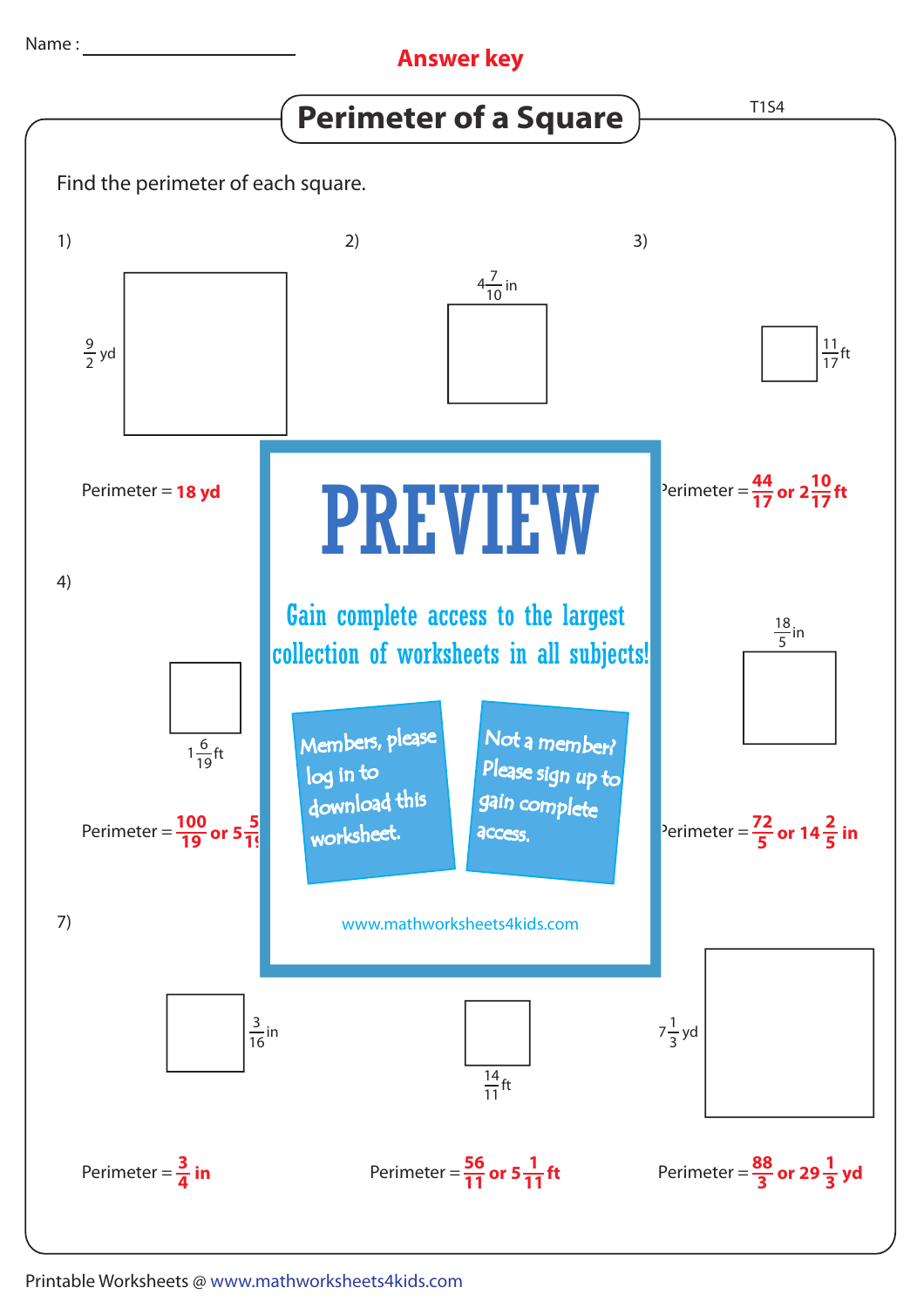Name : ______________________

**Answer key**

# Perimeter of a Square

T1S4

Find the perimeter of each square.

1) $\frac{9}{2}$ yd

Perimeter = **18 yd**

2) $4\frac{7}{10}$ in

3) $\frac{11}{17}$ ft

Perimeter = **$\frac{44}{17}$ or $2\frac{10}{17}$ ft**

4) $1\frac{6}{19}$ ft

Perimeter = **$\frac{100}{19}$ or $5\frac{5}{19}$**

$\frac{18}{5}$ in

Perimeter = **$\frac{72}{5}$ or $14\frac{2}{5}$ in**

PREVIEW

Gain complete access to the largest collection of worksheets in all subjects!

Members, please log in to download this worksheet.

Not a member? Please sign up to gain complete access.

www.mathworksheets4kids.com

7) $\frac{3}{16}$ in

Perimeter = **$\frac{3}{4}$ in**

$\frac{14}{11}$ ft

Perimeter = **$\frac{56}{11}$ or $5\frac{1}{11}$ ft**

$7\frac{1}{3}$ yd

Perimeter = **$\frac{88}{3}$ or $29\frac{1}{3}$ yd**

Printable Worksheets @ www.mathworksheets4kids.com